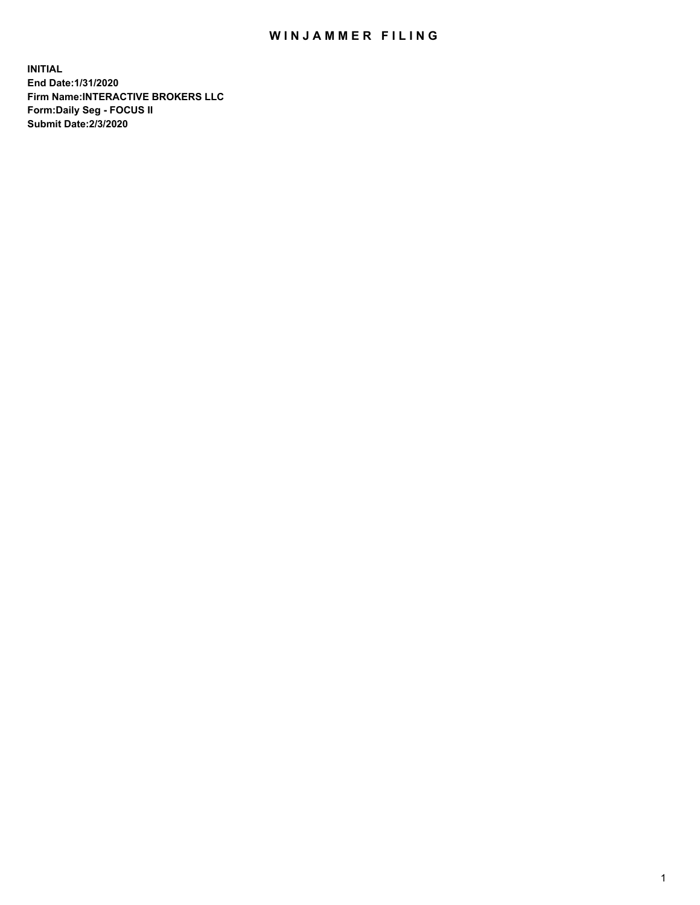# WINJAMMER FILING

**INITIAL**
**End Date:1/31/2020**
**Firm Name:INTERACTIVE BROKERS LLC**
**Form:Daily Seg - FOCUS II**
**Submit Date:2/3/2020**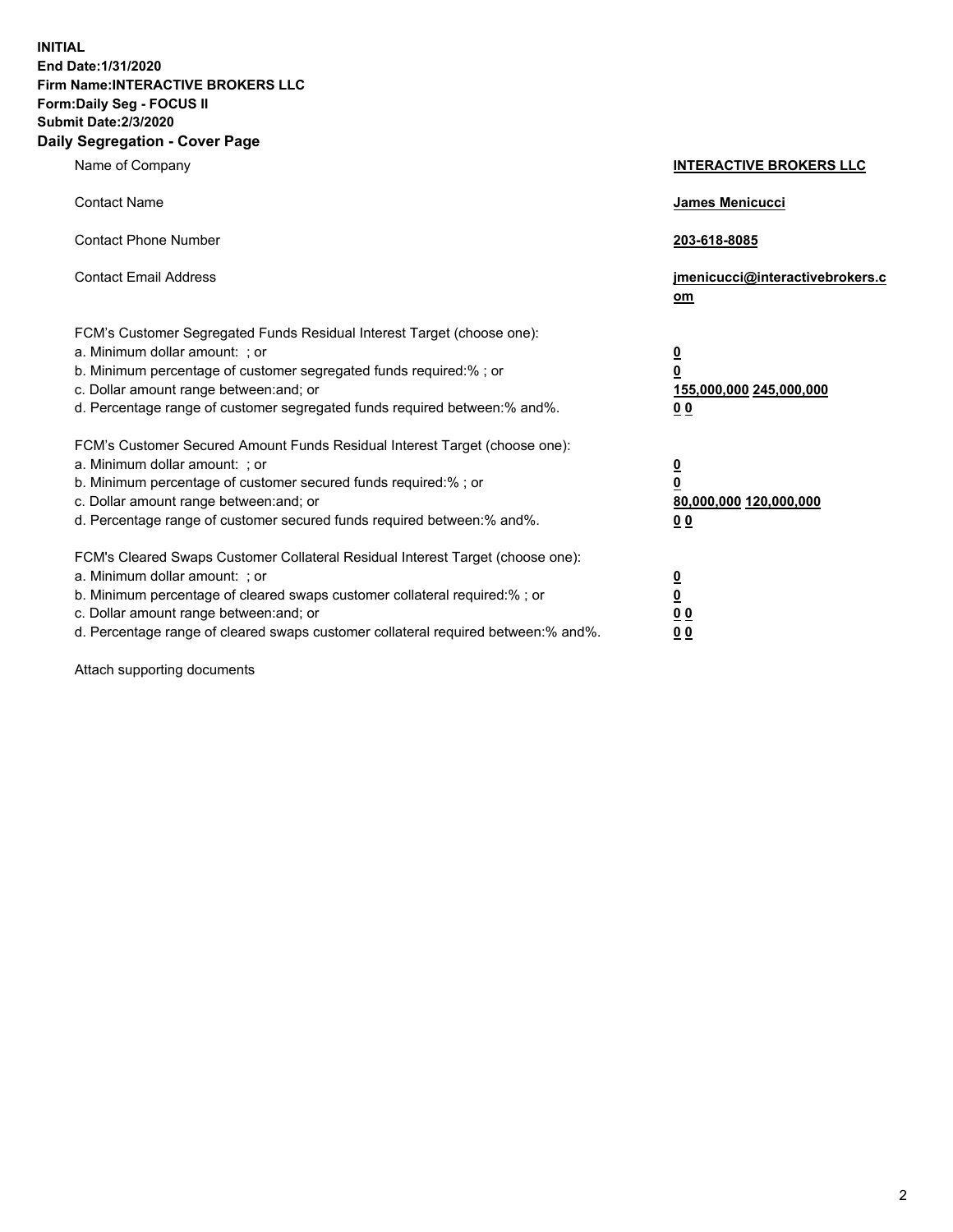**INITIAL**
**End Date:1/31/2020**
**Firm Name:INTERACTIVE BROKERS LLC**
**Form:Daily Seg - FOCUS II**
**Submit Date:2/3/2020**

## Daily Segregation - Cover Page

| | |
|---|---|
| Name of Company | **INTERACTIVE BROKERS LLC** |
| Contact Name | **James Menicucci** |
| Contact Phone Number | **203-618-8085** |
| Contact Email Address | **jmenicucci@interactivebrokers.com** |

FCM's Customer Segregated Funds Residual Interest Target (choose one):

| | |
|---|---|
| a. Minimum dollar amount: ; or | **0** |
| b. Minimum percentage of customer segregated funds required:% ; or | **0** |
| c. Dollar amount range between:and; or | **155,000,000 245,000,000** |
| d. Percentage range of customer segregated funds required between:% and%. | **0 0** |

FCM's Customer Secured Amount Funds Residual Interest Target (choose one):

| | |
|---|---|
| a. Minimum dollar amount: ; or | **0** |
| b. Minimum percentage of customer secured funds required:% ; or | **0** |
| c. Dollar amount range between:and; or | **80,000,000 120,000,000** |
| d. Percentage range of customer secured funds required between:% and%. | **0 0** |

FCM's Cleared Swaps Customer Collateral Residual Interest Target (choose one):

| | |
|---|---|
| a. Minimum dollar amount: ; or | **0** |
| b. Minimum percentage of cleared swaps customer collateral required:% ; or | **0** |
| c. Dollar amount range between:and; or | **0 0** |
| d. Percentage range of cleared swaps customer collateral required between:% and%. | **0 0** |

Attach supporting documents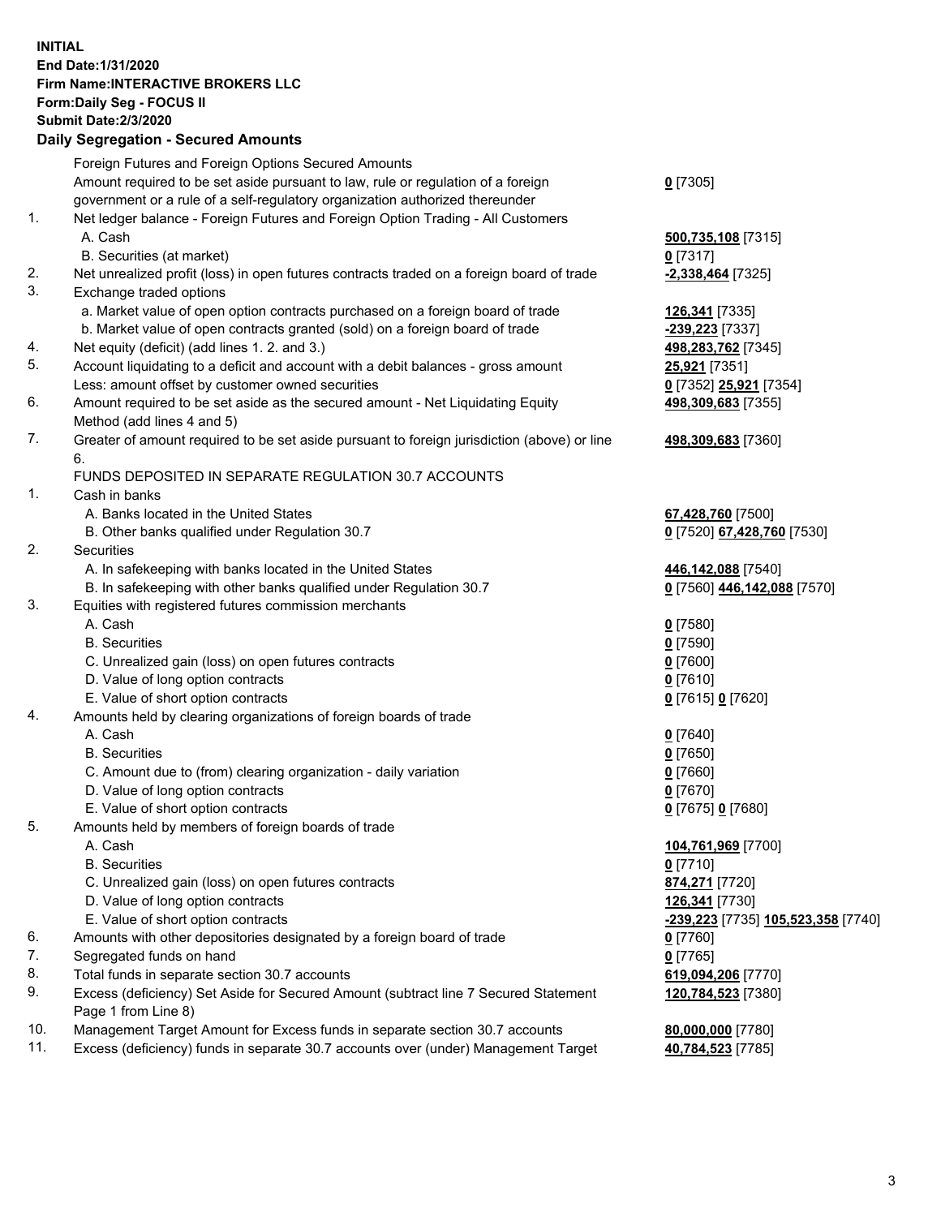**INITIAL**
**End Date:1/31/2020**
**Firm Name:INTERACTIVE BROKERS LLC**
**Form:Daily Seg - FOCUS II**
**Submit Date:2/3/2020**

**Daily Segregation - Secured Amounts**

| | | |
|---|---|---|
| | Foreign Futures and Foreign Options Secured Amounts | |
| | Amount required to be set aside pursuant to law, rule or regulation of a foreign government or a rule of a self-regulatory organization authorized thereunder | **0** [7305] |
| 1. | Net ledger balance - Foreign Futures and Foreign Option Trading - All Customers | |
| | A. Cash | **500,735,108** [7315] |
| | B. Securities (at market) | **0** [7317] |
| 2. | Net unrealized profit (loss) in open futures contracts traded on a foreign board of trade | **-2,338,464** [7325] |
| 3. | Exchange traded options | |
| | a. Market value of open option contracts purchased on a foreign board of trade | **126,341** [7335] |
| | b. Market value of open contracts granted (sold) on a foreign board of trade | **-239,223** [7337] |
| 4. | Net equity (deficit) (add lines 1. 2. and 3.) | **498,283,762** [7345] |
| 5. | Account liquidating to a deficit and account with a debit balances - gross amount | **25,921** [7351] |
| | Less: amount offset by customer owned securities | **0** [7352] **25,921** [7354] |
| 6. | Amount required to be set aside as the secured amount - Net Liquidating Equity Method (add lines 4 and 5) | **498,309,683** [7355] |
| 7. | Greater of amount required to be set aside pursuant to foreign jurisdiction (above) or line 6. | **498,309,683** [7360] |
| | FUNDS DEPOSITED IN SEPARATE REGULATION 30.7 ACCOUNTS | |
| 1. | Cash in banks | |
| | A. Banks located in the United States | **67,428,760** [7500] |
| | B. Other banks qualified under Regulation 30.7 | **0** [7520] **67,428,760** [7530] |
| 2. | Securities | |
| | A. In safekeeping with banks located in the United States | **446,142,088** [7540] |
| | B. In safekeeping with other banks qualified under Regulation 30.7 | **0** [7560] **446,142,088** [7570] |
| 3. | Equities with registered futures commission merchants | |
| | A. Cash | **0** [7580] |
| | B. Securities | **0** [7590] |
| | C. Unrealized gain (loss) on open futures contracts | **0** [7600] |
| | D. Value of long option contracts | **0** [7610] |
| | E. Value of short option contracts | **0** [7615] **0** [7620] |
| 4. | Amounts held by clearing organizations of foreign boards of trade | |
| | A. Cash | **0** [7640] |
| | B. Securities | **0** [7650] |
| | C. Amount due to (from) clearing organization - daily variation | **0** [7660] |
| | D. Value of long option contracts | **0** [7670] |
| | E. Value of short option contracts | **0** [7675] **0** [7680] |
| 5. | Amounts held by members of foreign boards of trade | |
| | A. Cash | **104,761,969** [7700] |
| | B. Securities | **0** [7710] |
| | C. Unrealized gain (loss) on open futures contracts | **874,271** [7720] |
| | D. Value of long option contracts | **126,341** [7730] |
| | E. Value of short option contracts | **-239,223** [7735] **105,523,358** [7740] |
| 6. | Amounts with other depositories designated by a foreign board of trade | **0** [7760] |
| 7. | Segregated funds on hand | **0** [7765] |
| 8. | Total funds in separate section 30.7 accounts | **619,094,206** [7770] |
| 9. | Excess (deficiency) Set Aside for Secured Amount (subtract line 7 Secured Statement Page 1 from Line 8) | **120,784,523** [7380] |
| 10. | Management Target Amount for Excess funds in separate section 30.7 accounts | **80,000,000** [7780] |
| 11. | Excess (deficiency) funds in separate 30.7 accounts over (under) Management Target | **40,784,523** [7785] |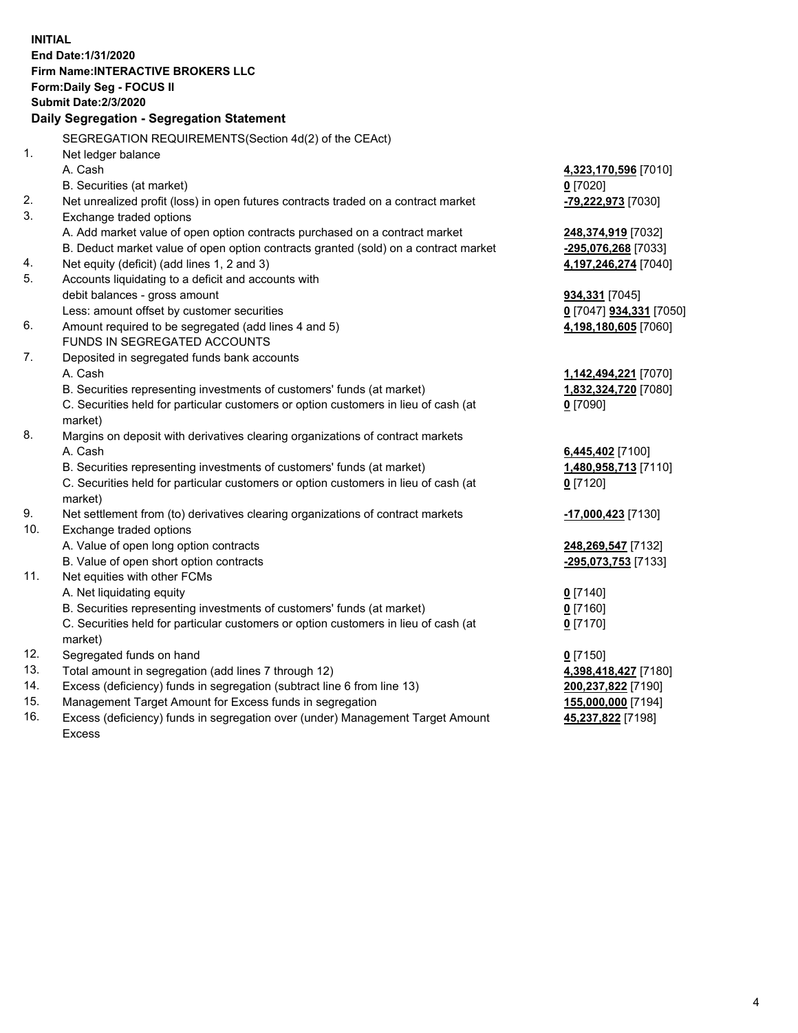**INITIAL**
**End Date:1/31/2020**
**Firm Name:INTERACTIVE BROKERS LLC**
**Form:Daily Seg - FOCUS II**
**Submit Date:2/3/2020**

## Daily Segregation - Segregation Statement

SEGREGATION REQUIREMENTS(Section 4d(2) of the CEAct)

| | | |
|---|---|---|
| 1. | Net ledger balance | |
| | A. Cash | **4,323,170,596** [7010] |
| | B. Securities (at market) | **0** [7020] |
| 2. | Net unrealized profit (loss) in open futures contracts traded on a contract market | **-79,222,973** [7030] |
| 3. | Exchange traded options | |
| | A. Add market value of open option contracts purchased on a contract market | **248,374,919** [7032] |
| | B. Deduct market value of open option contracts granted (sold) on a contract market | **-295,076,268** [7033] |
| 4. | Net equity (deficit) (add lines 1, 2 and 3) | **4,197,246,274** [7040] |
| 5. | Accounts liquidating to a deficit and accounts with debit balances - gross amount | **934,331** [7045] |
| | Less: amount offset by customer securities | **0** [7047] **934,331** [7050] |
| 6. | Amount required to be segregated (add lines 4 and 5) | **4,198,180,605** [7060] |
| | FUNDS IN SEGREGATED ACCOUNTS | |
| 7. | Deposited in segregated funds bank accounts | |
| | A. Cash | **1,142,494,221** [7070] |
| | B. Securities representing investments of customers' funds (at market) | **1,832,324,720** [7080] |
| | C. Securities held for particular customers or option customers in lieu of cash (at market) | **0** [7090] |
| 8. | Margins on deposit with derivatives clearing organizations of contract markets | |
| | A. Cash | **6,445,402** [7100] |
| | B. Securities representing investments of customers' funds (at market) | **1,480,958,713** [7110] |
| | C. Securities held for particular customers or option customers in lieu of cash (at market) | **0** [7120] |
| 9. | Net settlement from (to) derivatives clearing organizations of contract markets | **-17,000,423** [7130] |
| 10. | Exchange traded options | |
| | A. Value of open long option contracts | **248,269,547** [7132] |
| | B. Value of open short option contracts | **-295,073,753** [7133] |
| 11. | Net equities with other FCMs | |
| | A. Net liquidating equity | **0** [7140] |
| | B. Securities representing investments of customers' funds (at market) | **0** [7160] |
| | C. Securities held for particular customers or option customers in lieu of cash (at market) | **0** [7170] |
| 12. | Segregated funds on hand | **0** [7150] |
| 13. | Total amount in segregation (add lines 7 through 12) | **4,398,418,427** [7180] |
| 14. | Excess (deficiency) funds in segregation (subtract line 6 from line 13) | **200,237,822** [7190] |
| 15. | Management Target Amount for Excess funds in segregation | **155,000,000** [7194] |
| 16. | Excess (deficiency) funds in segregation over (under) Management Target Amount Excess | **45,237,822** [7198] |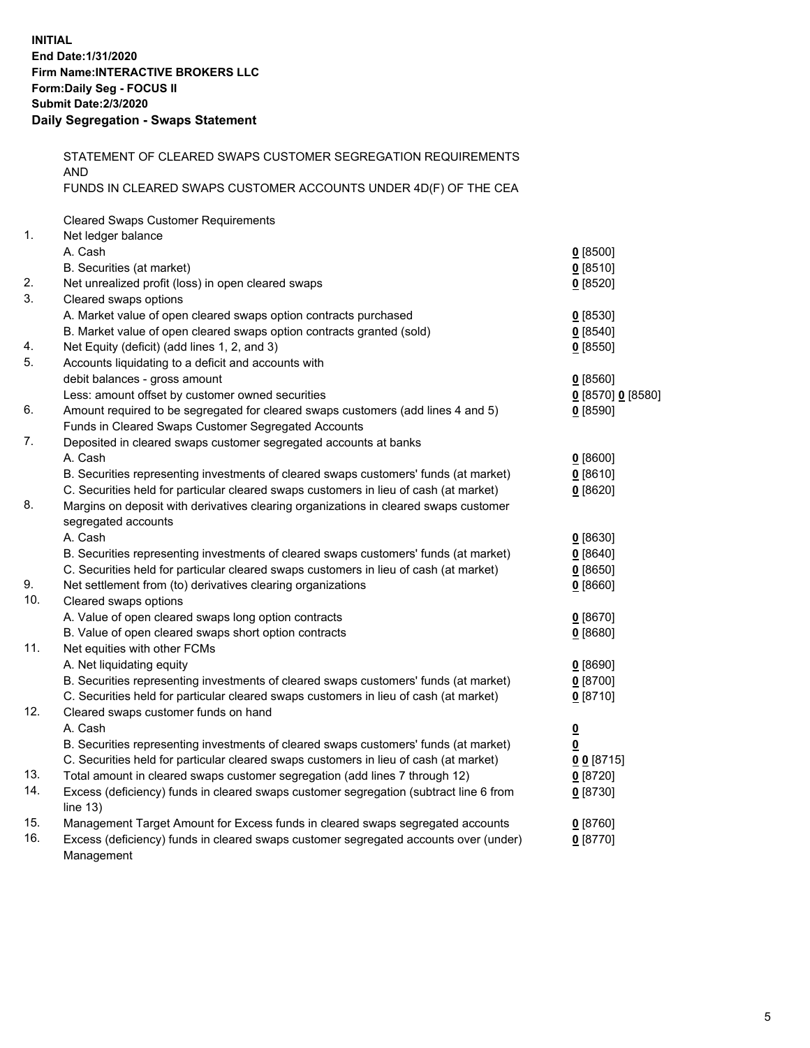**INITIAL**
**End Date:1/31/2020**
**Firm Name:INTERACTIVE BROKERS LLC**
**Form:Daily Seg - FOCUS II**
**Submit Date:2/3/2020**
**Daily Segregation - Swaps Statement**

STATEMENT OF CLEARED SWAPS CUSTOMER SEGREGATION REQUIREMENTS AND FUNDS IN CLEARED SWAPS CUSTOMER ACCOUNTS UNDER 4D(F) OF THE CEA

| | | |
|---|---|---|
| | Cleared Swaps Customer Requirements | |
| 1. | Net ledger balance | |
| | A. Cash | 0 [8500] |
| | B. Securities (at market) | 0 [8510] |
| 2. | Net unrealized profit (loss) in open cleared swaps | 0 [8520] |
| 3. | Cleared swaps options | |
| | A. Market value of open cleared swaps option contracts purchased | 0 [8530] |
| | B. Market value of open cleared swaps option contracts granted (sold) | 0 [8540] |
| 4. | Net Equity (deficit) (add lines 1, 2, and 3) | 0 [8550] |
| 5. | Accounts liquidating to a deficit and accounts with | |
| | debit balances - gross amount | 0 [8560] |
| | Less: amount offset by customer owned securities | 0 [8570] 0 [8580] |
| 6. | Amount required to be segregated for cleared swaps customers (add lines 4 and 5) | 0 [8590] |
| | Funds in Cleared Swaps Customer Segregated Accounts | |
| 7. | Deposited in cleared swaps customer segregated accounts at banks | |
| | A. Cash | 0 [8600] |
| | B. Securities representing investments of cleared swaps customers' funds (at market) | 0 [8610] |
| | C. Securities held for particular cleared swaps customers in lieu of cash (at market) | 0 [8620] |
| 8. | Margins on deposit with derivatives clearing organizations in cleared swaps customer segregated accounts | |
| | A. Cash | 0 [8630] |
| | B. Securities representing investments of cleared swaps customers' funds (at market) | 0 [8640] |
| | C. Securities held for particular cleared swaps customers in lieu of cash (at market) | 0 [8650] |
| 9. | Net settlement from (to) derivatives clearing organizations | 0 [8660] |
| 10. | Cleared swaps options | |
| | A. Value of open cleared swaps long option contracts | 0 [8670] |
| | B. Value of open cleared swaps short option contracts | 0 [8680] |
| 11. | Net equities with other FCMs | |
| | A. Net liquidating equity | 0 [8690] |
| | B. Securities representing investments of cleared swaps customers' funds (at market) | 0 [8700] |
| | C. Securities held for particular cleared swaps customers in lieu of cash (at market) | 0 [8710] |
| 12. | Cleared swaps customer funds on hand | |
| | A. Cash | 0 |
| | B. Securities representing investments of cleared swaps customers' funds (at market) | 0 |
| | C. Securities held for particular cleared swaps customers in lieu of cash (at market) | 0 0 [8715] |
| 13. | Total amount in cleared swaps customer segregation (add lines 7 through 12) | 0 [8720] |
| 14. | Excess (deficiency) funds in cleared swaps customer segregation (subtract line 6 from line 13) | 0 [8730] |
| 15. | Management Target Amount for Excess funds in cleared swaps segregated accounts | 0 [8760] |
| 16. | Excess (deficiency) funds in cleared swaps customer segregated accounts over (under) Management | 0 [8770] |